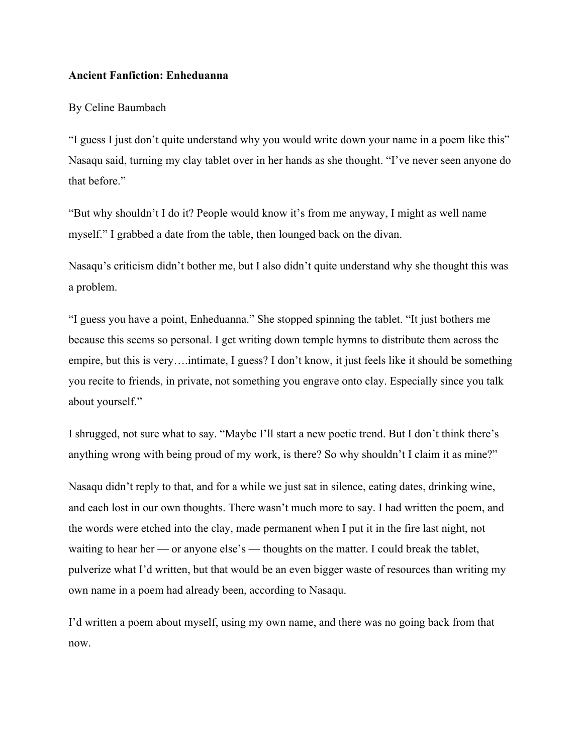**Ancient Fanfiction: Enheduanna**

By Celine Baumbach

“I guess I just don’t quite understand why you would write down your name in a poem like this” Nasaqu said, turning my clay tablet over in her hands as she thought. “I’ve never seen anyone do that before.”

“But why shouldn’t I do it? People would know it’s from me anyway, I might as well name myself.” I grabbed a date from the table, then lounged back on the divan.

Nasaqu’s criticism didn’t bother me, but I also didn’t quite understand why she thought this was a problem.

“I guess you have a point, Enheduanna.” She stopped spinning the tablet. “It just bothers me because this seems so personal. I get writing down temple hymns to distribute them across the empire, but this is very….intimate, I guess? I don’t know, it just feels like it should be something you recite to friends, in private, not something you engrave onto clay. Especially since you talk about yourself.”

I shrugged, not sure what to say. “Maybe I’ll start a new poetic trend. But I don’t think there’s anything wrong with being proud of my work, is there? So why shouldn’t I claim it as mine?”

Nasaqu didn’t reply to that, and for a while we just sat in silence, eating dates, drinking wine, and each lost in our own thoughts. There wasn’t much more to say. I had written the poem, and the words were etched into the clay, made permanent when I put it in the fire last night, not waiting to hear her — or anyone else’s — thoughts on the matter. I could break the tablet, pulverize what I’d written, but that would be an even bigger waste of resources than writing my own name in a poem had already been, according to Nasaqu.

I’d written a poem about myself, using my own name, and there was no going back from that now.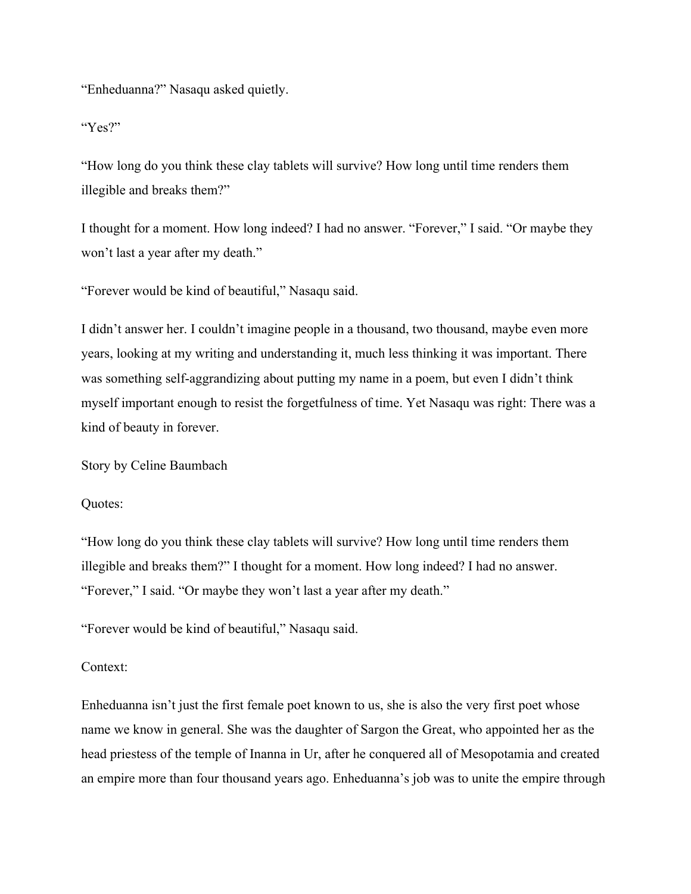“Enheduanna?” Nasaqu asked quietly.

“Yes?”

“How long do you think these clay tablets will survive? How long until time renders them illegible and breaks them?”

I thought for a moment. How long indeed? I had no answer. “Forever,” I said. “Or maybe they won’t last a year after my death.”

“Forever would be kind of beautiful,” Nasaqu said.

I didn’t answer her. I couldn’t imagine people in a thousand, two thousand, maybe even more years, looking at my writing and understanding it, much less thinking it was important. There was something self-aggrandizing about putting my name in a poem, but even I didn’t think myself important enough to resist the forgetfulness of time. Yet Nasaqu was right: There was a kind of beauty in forever.

Story by Celine Baumbach

Quotes:

“How long do you think these clay tablets will survive? How long until time renders them illegible and breaks them?” I thought for a moment. How long indeed? I had no answer. “Forever,” I said. “Or maybe they won’t last a year after my death.”

“Forever would be kind of beautiful,” Nasaqu said.

Context:

Enheduanna isn’t just the first female poet known to us, she is also the very first poet whose name we know in general. She was the daughter of Sargon the Great, who appointed her as the head priestess of the temple of Inanna in Ur, after he conquered all of Mesopotamia and created an empire more than four thousand years ago. Enheduanna’s job was to unite the empire through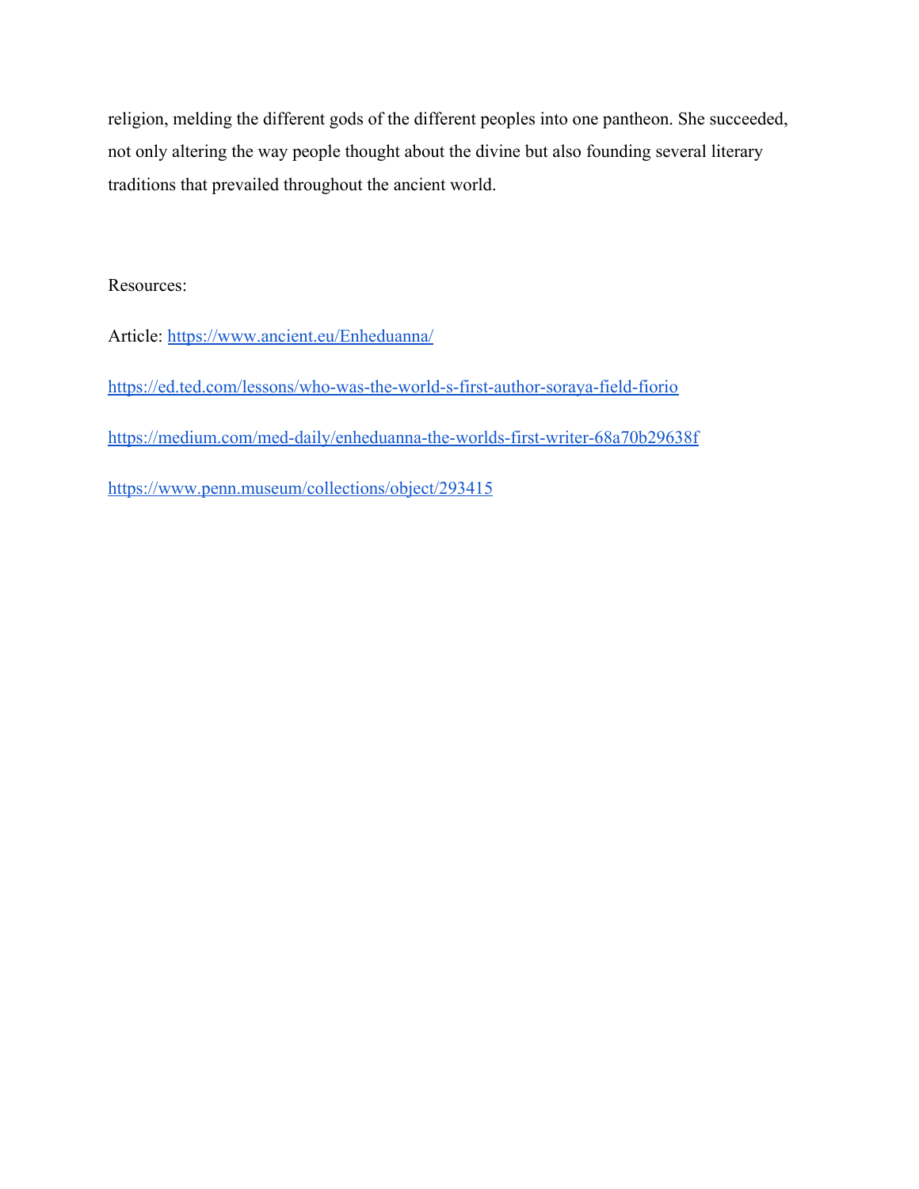religion, melding the different gods of the different peoples into one pantheon. She succeeded, not only altering the way people thought about the divine but also founding several literary traditions that prevailed throughout the ancient world.

Resources:

Article: https://www.ancient.eu/Enheduanna/

https://ed.ted.com/lessons/who-was-the-world-s-first-author-soraya-field-fiorio

https://medium.com/med-daily/enheduanna-the-worlds-first-writer-68a70b29638f

https://www.penn.museum/collections/object/293415